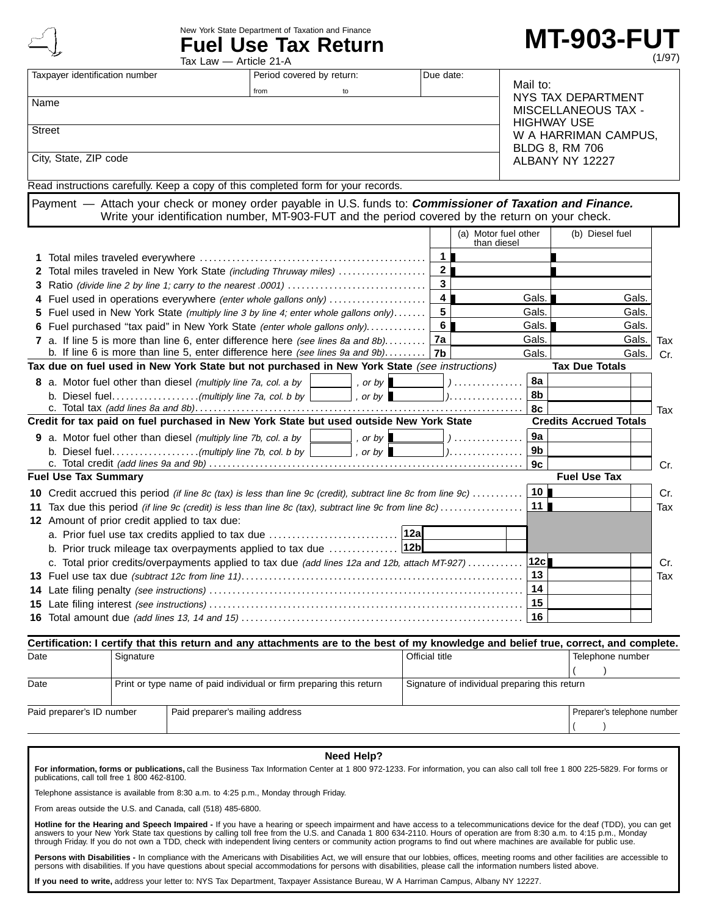New York State Department of Taxation and Finance

# Fuel Use Tax Return

Tax Law — Article 21-A

# MT-903-FUT

(1/97)

| Taxpayer identification number | Period covered by return: from to | Due date: |
|---|---|---|
| Name | | |
| Street | | |
| City, State, ZIP code | | |

Mail to:
NYS TAX DEPARTMENT
MISCELLANEOUS TAX - HIGHWAY USE
W A HARRIMAN CAMPUS, BLDG 8, RM 706
ALBANY NY 12227

Read instructions carefully. Keep a copy of this completed form for your records.

**Payment** — Attach your check or money order payable in U.S. funds to: ***Commissioner of Taxation and Finance.*** Write your identification number, MT-903-FUT and the period covered by the return on your check.

| | Line | (a) Motor fuel other than diesel | (b) Diesel fuel | |
|---|---|---|---|---|
| **1** Total miles traveled everywhere | 1 | | | |
| **2** Total miles traveled in New York State *(including Thruway miles)* | 2 | | | |
| **3** Ratio *(divide line 2 by line 1; carry to the nearest .0001)* | 3 | | | |
| **4** Fuel used in operations everywhere *(enter whole gallons only)* | 4 | Gals. | Gals. | |
| **5** Fuel used in New York State *(multiply line 3 by line 4; enter whole gallons only)* | 5 | Gals. | Gals. | |
| **6** Fuel purchased "tax paid" in New York State *(enter whole gallons only)* | 6 | Gals. | Gals. | |
| **7** a. If line 5 is more than line 6, enter difference here *(see lines 8a and 8b)* | 7a | Gals. | Gals. | Tax |
| b. If line 6 is more than line 5, enter difference here *(see lines 9a and 9b)* | 7b | Gals. | Gals. | Cr. |

**Tax due on fuel used in New York State but not purchased in New York State** *(see instructions)*

| | Line | Tax Due Totals | |
|---|---|---|---|
| **8** a. Motor fuel other than diesel *(multiply line 7a, col. a by ______, or by ______)* | 8a | | |
| b. Diesel fuel *(multiply line 7a, col. b by ______, or by ______)* | 8b | | |
| c. Total tax *(add lines 8a and 8b)* | 8c | | Tax |

**Credit for tax paid on fuel purchased in New York State but used outside New York State**

| | Line | Credits Accrued Totals | |
|---|---|---|---|
| **9** a. Motor fuel other than diesel *(multiply line 7b, col. a by ______, or by ______)* | 9a | | |
| b. Diesel fuel *(multiply line 7b, col. b by ______, or by ______)* | 9b | | |
| c. Total credit *(add lines 9a and 9b)* | 9c | | Cr. |

**Fuel Use Tax Summary**

| | Line | Fuel Use Tax | |
|---|---|---|---|
| **10** Credit accrued this period *(if line 8c (tax) is less than line 9c (credit), subtract line 8c from line 9c)* | 10 | | Cr. |
| **11** Tax due this period *(if line 9c (credit) is less than line 8c (tax), subtract line 9c from line 8c)* | 11 | | Tax |
| **12** Amount of prior credit applied to tax due: | | | |
| a. Prior fuel use tax credits applied to tax due | 12a | | |
| b. Prior truck mileage tax overpayments applied to tax due | 12b | | |
| c. Total prior credits/overpayments applied to tax due *(add lines 12a and 12b, attach MT-927)* | 12c | | Cr. |
| **13** Fuel use tax due *(subtract 12c from line 11)* | 13 | | Tax |
| **14** Late filing penalty *(see instructions)* | 14 | | |
| **15** Late filing interest *(see instructions)* | 15 | | |
| **16** Total amount due *(add lines 13, 14 and 15)* | 16 | | |

**Certification: I certify that this return and any attachments are to the best of my knowledge and belief true, correct, and complete.**

| Date | Signature | Official title | Telephone number ( ) |
|---|---|---|---|
| Date | Print or type name of paid individual or firm preparing this return | Signature of individual preparing this return | |
| Paid preparer's ID number | Paid preparer's mailing address | | Preparer's telephone number ( ) |

## Need Help?

**For information, forms or publications,** call the Business Tax Information Center at 1 800 972-1233. For information, you can also call toll free 1 800 225-5829. For forms or publications, call toll free 1 800 462-8100.

Telephone assistance is available from 8:30 a.m. to 4:25 p.m., Monday through Friday.

From areas outside the U.S. and Canada, call (518) 485-6800.

**Hotline for the Hearing and Speech Impaired -** If you have a hearing or speech impairment and have access to a telecommunications device for the deaf (TDD), you can get answers to your New York State tax questions by calling toll free from the U.S. and Canada 1 800 634-2110. Hours of operation are from 8:30 a.m. to 4:15 p.m., Monday through Friday. If you do not own a TDD, check with independent living centers or community action programs to find out where machines are available for public use.

**Persons with Disabilities -** In compliance with the Americans with Disabilities Act, we will ensure that our lobbies, offices, meeting rooms and other facilities are accessible to persons with disabilities. If you have questions about special accommodations for persons with disabilities, please call the information numbers listed above.

**If you need to write,** address your letter to: NYS Tax Department, Taxpayer Assistance Bureau, W A Harriman Campus, Albany NY 12227.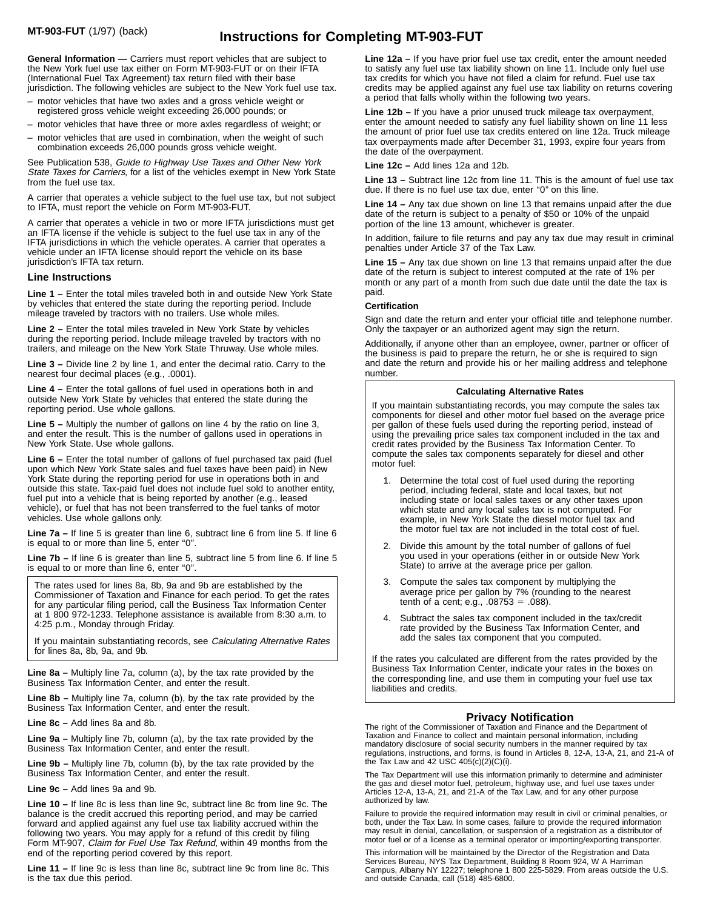**MT-903-FUT** (1/97) (back)

# Instructions for Completing MT-903-FUT

**General Information —** Carriers must report vehicles that are subject to the New York fuel use tax either on Form MT-903-FUT or on their IFTA (International Fuel Tax Agreement) tax return filed with their base jurisdiction. The following vehicles are subject to the New York fuel use tax.

- motor vehicles that have two axles and a gross vehicle weight or registered gross vehicle weight exceeding 26,000 pounds; or
- motor vehicles that have three or more axles regardless of weight; or
- motor vehicles that are used in combination, when the weight of such combination exceeds 26,000 pounds gross vehicle weight.

See Publication 538, *Guide to Highway Use Taxes and Other New York State Taxes for Carriers,* for a list of the vehicles exempt in New York State from the fuel use tax.

A carrier that operates a vehicle subject to the fuel use tax, but not subject to IFTA, must report the vehicle on Form MT-903-FUT.

A carrier that operates a vehicle in two or more IFTA jurisdictions must get an IFTA license if the vehicle is subject to the fuel use tax in any of the IFTA jurisdictions in which the vehicle operates. A carrier that operates a vehicle under an IFTA license should report the vehicle on its base jurisdiction's IFTA tax return.

## Line Instructions

**Line 1 –** Enter the total miles traveled both in and outside New York State by vehicles that entered the state during the reporting period. Include mileage traveled by tractors with no trailers. Use whole miles.

**Line 2 –** Enter the total miles traveled in New York State by vehicles during the reporting period. Include mileage traveled by tractors with no trailers, and mileage on the New York State Thruway. Use whole miles.

**Line 3 –** Divide line 2 by line 1, and enter the decimal ratio. Carry to the nearest four decimal places (e.g., .0001).

**Line 4 –** Enter the total gallons of fuel used in operations both in and outside New York State by vehicles that entered the state during the reporting period. Use whole gallons.

**Line 5 –** Multiply the number of gallons on line 4 by the ratio on line 3, and enter the result. This is the number of gallons used in operations in New York State. Use whole gallons.

**Line 6 –** Enter the total number of gallons of fuel purchased tax paid (fuel upon which New York State sales and fuel taxes have been paid) in New York State during the reporting period for use in operations both in and outside this state. Tax-paid fuel does not include fuel sold to another entity, fuel put into a vehicle that is being reported by another (e.g., leased vehicle), or fuel that has not been transferred to the fuel tanks of motor vehicles. Use whole gallons only.

**Line 7a –** If line 5 is greater than line 6, subtract line 6 from line 5. If line 6 is equal to or more than line 5, enter "0".

**Line 7b –** If line 6 is greater than line 5, subtract line 5 from line 6. If line 5 is equal to or more than line 6, enter "0".

> The rates used for lines 8a, 8b, 9a and 9b are established by the Commissioner of Taxation and Finance for each period. To get the rates for any particular filing period, call the Business Tax Information Center at 1 800 972-1233. Telephone assistance is available from 8:30 a.m. to 4:25 p.m., Monday through Friday.
>
> If you maintain substantiating records, see *Calculating Alternative Rates* for lines 8a, 8b, 9a, and 9b.

**Line 8a –** Multiply line 7a, column (a), by the tax rate provided by the Business Tax Information Center, and enter the result.

**Line 8b –** Multiply line 7a, column (b), by the tax rate provided by the Business Tax Information Center, and enter the result.

**Line 8c –** Add lines 8a and 8b.

**Line 9a –** Multiply line 7b, column (a), by the tax rate provided by the Business Tax Information Center, and enter the result.

**Line 9b –** Multiply line 7b, column (b), by the tax rate provided by the Business Tax Information Center, and enter the result.

**Line 9c –** Add lines 9a and 9b.

**Line 10 –** If line 8c is less than line 9c, subtract line 8c from line 9c. The balance is the credit accrued this reporting period, and may be carried forward and applied against any fuel use tax liability accrued within the following two years. You may apply for a refund of this credit by filing Form MT-907, *Claim for Fuel Use Tax Refund,* within 49 months from the end of the reporting period covered by this report.

**Line 11 –** If line 9c is less than line 8c, subtract line 9c from line 8c. This is the tax due this period.

**Line 12a –** If you have prior fuel use tax credit, enter the amount needed to satisfy any fuel use tax liability shown on line 11. Include only fuel use tax credits for which you have not filed a claim for refund. Fuel use tax credits may be applied against any fuel use tax liability on returns covering a period that falls wholly within the following two years.

**Line 12b –** If you have a prior unused truck mileage tax overpayment, enter the amount needed to satisfy any fuel liability shown on line 11 less the amount of prior fuel use tax credits entered on line 12a. Truck mileage tax overpayments made after December 31, 1993, expire four years from the date of the overpayment.

**Line 12c –** Add lines 12a and 12b.

**Line 13 –** Subtract line 12c from line 11. This is the amount of fuel use tax due. If there is no fuel use tax due, enter "0" on this line.

**Line 14 –** Any tax due shown on line 13 that remains unpaid after the due date of the return is subject to a penalty of $50 or 10% of the unpaid portion of the line 13 amount, whichever is greater.

In addition, failure to file returns and pay any tax due may result in criminal penalties under Article 37 of the Tax Law.

**Line 15 –** Any tax due shown on line 13 that remains unpaid after the due date of the return is subject to interest computed at the rate of 1% per month or any part of a month from such due date until the date the tax is paid.

### Certification

Sign and date the return and enter your official title and telephone number. Only the taxpayer or an authorized agent may sign the return.

Additionally, if anyone other than an employee, owner, partner or officer of the business is paid to prepare the return, he or she is required to sign and date the return and provide his or her mailing address and telephone number.

### Calculating Alternative Rates

If you maintain substantiating records, you may compute the sales tax components for diesel and other motor fuel based on the average price per gallon of these fuels used during the reporting period, instead of using the prevailing price sales tax component included in the tax and credit rates provided by the Business Tax Information Center. To compute the sales tax components separately for diesel and other motor fuel:

1. Determine the total cost of fuel used during the reporting period, including federal, state and local taxes, but not including state or local sales taxes or any other taxes upon which state and any local sales tax is not computed. For example, in New York State the diesel motor fuel tax and the motor fuel tax are not included in the total cost of fuel.
2. Divide this amount by the total number of gallons of fuel you used in your operations (either in or outside New York State) to arrive at the average price per gallon.
3. Compute the sales tax component by multiplying the average price per gallon by 7% (rounding to the nearest tenth of a cent; e.g., .08753 = .088).
4. Subtract the sales tax component included in the tax/credit rate provided by the Business Tax Information Center, and add the sales tax component that you computed.

If the rates you calculated are different from the rates provided by the Business Tax Information Center, indicate your rates in the boxes on the corresponding line, and use them in computing your fuel use tax liabilities and credits.

## Privacy Notification

The right of the Commissioner of Taxation and Finance and the Department of Taxation and Finance to collect and maintain personal information, including mandatory disclosure of social security numbers in the manner required by tax regulations, instructions, and forms, is found in Articles 8, 12-A, 13-A, 21, and 21-A of the Tax Law and 42 USC 405(c)(2)(C)(i).

The Tax Department will use this information primarily to determine and administer the gas and diesel motor fuel, petroleum, highway use, and fuel use taxes under Articles 12-A, 13-A, 21, and 21-A of the Tax Law, and for any other purpose authorized by law.

Failure to provide the required information may result in civil or criminal penalties, or both, under the Tax Law. In some cases, failure to provide the required information may result in denial, cancellation, or suspension of a registration as a distributor of motor fuel or of a license as a terminal operator or importing/exporting transporter.

This information will be maintained by the Director of the Registration and Data Services Bureau, NYS Tax Department, Building 8 Room 924, W A Harriman Campus, Albany NY 12227; telephone 1 800 225-5829. From areas outside the U.S. and outside Canada, call (518) 485-6800.